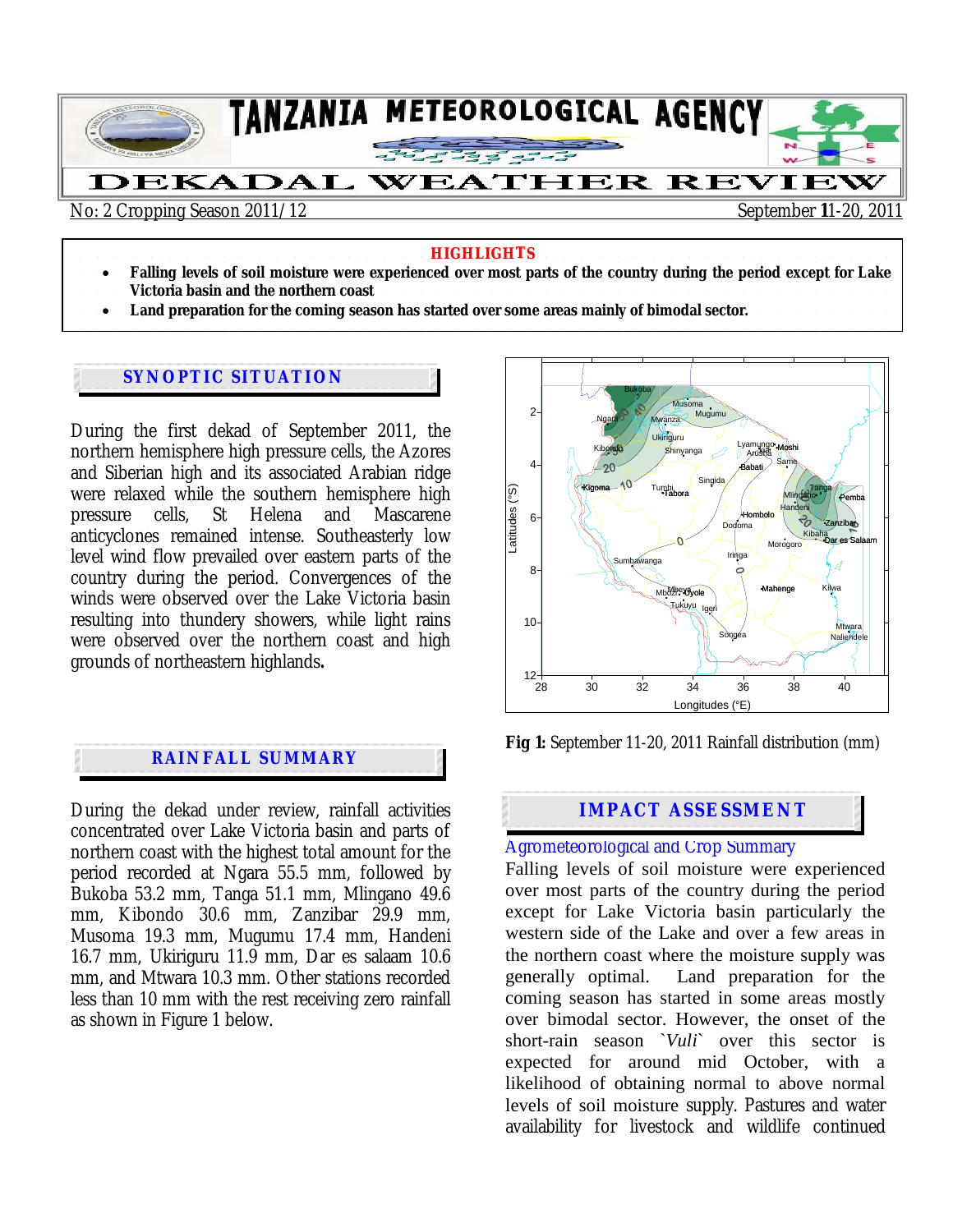# TANZANIA METEOROLOGICAL AGENCY

# DEKADAL WEATHER REVIEW

No: 2 Cropping Season 2011/12 — September 11-20, 2011

**HIGHLIGHTS**

- **Falling levels of soil moisture were experienced over most parts of the country during the period except for Lake Victoria basin and the northern coast**
- **Land preparation for the coming season has started over some areas mainly of bimodal sector.**

## SYNOPTIC SITUATION

During the first dekad of September 2011, the northern hemisphere high pressure cells, the Azores and Siberian high and its associated Arabian ridge were relaxed while the southern hemisphere high pressure cells, St Helena and Mascarene anticyclones remained intense. Southeasterly low level wind flow prevailed over eastern parts of the country during the period. Convergences of the winds were observed over the Lake Victoria basin resulting into thundery showers, while light rains were observed over the northern coast and high grounds of northeastern highlands**.**

## RAINFALL SUMMARY

During the dekad under review, rainfall activities concentrated over Lake Victoria basin and parts of northern coast with the highest total amount for the period recorded at Ngara 55.5 mm, followed by Bukoba 53.2 mm, Tanga 51.1 mm, Mlingano 49.6 mm, Kibondo 30.6 mm, Zanzibar 29.9 mm, Musoma 19.3 mm, Mugumu 17.4 mm, Handeni 16.7 mm, Ukiriguru 11.9 mm, Dar es salaam 10.6 mm, and Mtwara 10.3 mm. Other stations recorded less than 10 mm with the rest receiving zero rainfall as shown in Figure 1 below.

**Fig 1:** September 11-20, 2011 Rainfall distribution (mm)

## IMPACT ASSESSMENT

### Agrometeorological and Crop Summary

Falling levels of soil moisture were experienced over most parts of the country during the period except for Lake Victoria basin particularly the western side of the Lake and over a few areas in the northern coast where the moisture supply was generally optimal. Land preparation for the coming season has started in some areas mostly over bimodal sector. However, the onset of the short-rain season `*Vuli*` over this sector is expected for around mid October, with a likelihood of obtaining normal to above normal levels of soil moisture supply. Pastures and water availability for livestock and wildlife continued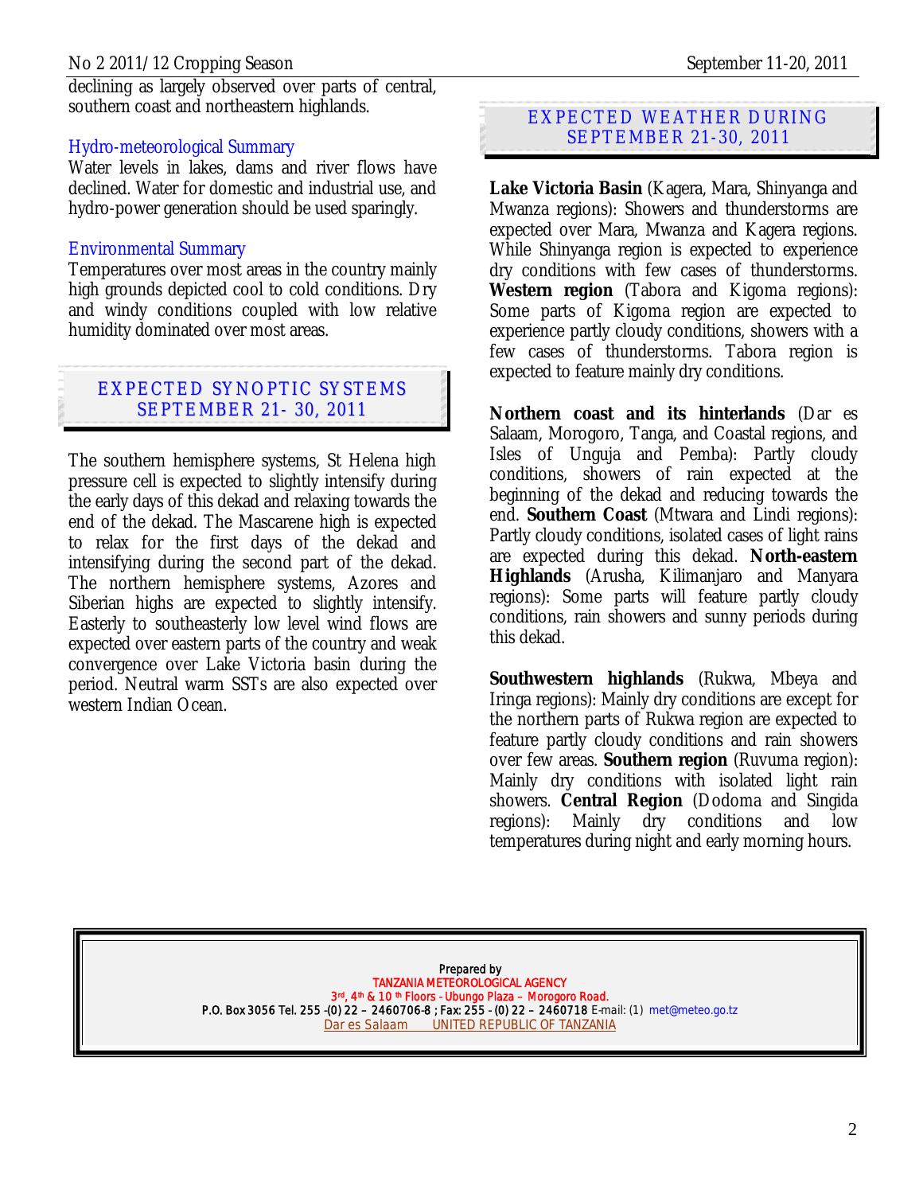declining as largely observed over parts of central, southern coast and northeastern highlands.

### Hydro-meteorological Summary

Water levels in lakes, dams and river flows have declined. Water for domestic and industrial use, and hydro-power generation should be used sparingly.

### Environmental Summary

Temperatures over most areas in the country mainly high grounds depicted cool to cold conditions. Dry and windy conditions coupled with low relative humidity dominated over most areas.

## EXPECTED SYNOPTIC SYSTEMS SEPTEMBER 21- 30, 2011

The southern hemisphere systems, St Helena high pressure cell is expected to slightly intensify during the early days of this dekad and relaxing towards the end of the dekad. The Mascarene high is expected to relax for the first days of the dekad and intensifying during the second part of the dekad. The northern hemisphere systems, Azores and Siberian highs are expected to slightly intensify. Easterly to southeasterly low level wind flows are expected over eastern parts of the country and weak convergence over Lake Victoria basin during the period. Neutral warm SSTs are also expected over western Indian Ocean.

## EXPECTED WEATHER DURING SEPTEMBER 21-30, 2011

**Lake Victoria Basin** (Kagera, Mara, Shinyanga and Mwanza regions): Showers and thunderstorms are expected over Mara, Mwanza and Kagera regions. While Shinyanga region is expected to experience dry conditions with few cases of thunderstorms. **Western region** (Tabora and Kigoma regions): Some parts of Kigoma region are expected to experience partly cloudy conditions, showers with a few cases of thunderstorms. Tabora region is expected to feature mainly dry conditions.

**Northern coast and its hinterlands** (Dar es Salaam, Morogoro, Tanga, and Coastal regions, and Isles of Unguja and Pemba): Partly cloudy conditions, showers of rain expected at the beginning of the dekad and reducing towards the end. **Southern Coast** (Mtwara and Lindi regions): Partly cloudy conditions, isolated cases of light rains are expected during this dekad. **North-eastern Highlands** (Arusha, Kilimanjaro and Manyara regions): Some parts will feature partly cloudy conditions, rain showers and sunny periods during this dekad.

**Southwestern highlands** (Rukwa, Mbeya and Iringa regions): Mainly dry conditions are except for the northern parts of Rukwa region are expected to feature partly cloudy conditions and rain showers over few areas. **Southern region** (Ruvuma region): Mainly dry conditions with isolated light rain showers. **Central Region** (Dodoma and Singida regions): Mainly dry conditions and low temperatures during night and early morning hours.

Prepared by
TANZANIA METEOROLOGICAL AGENCY
3rd, 4th & 10 th Floors - Ubungo Plaza – Morogoro Road.
P.O. Box 3056 Tel. 255 -(0) 22 – 2460706-8 ; Fax: 255 - (0) 22 – 2460718 E-mail: (1) met@meteo.go.tz
Dar es Salaam UNITED REPUBLIC OF TANZANIA